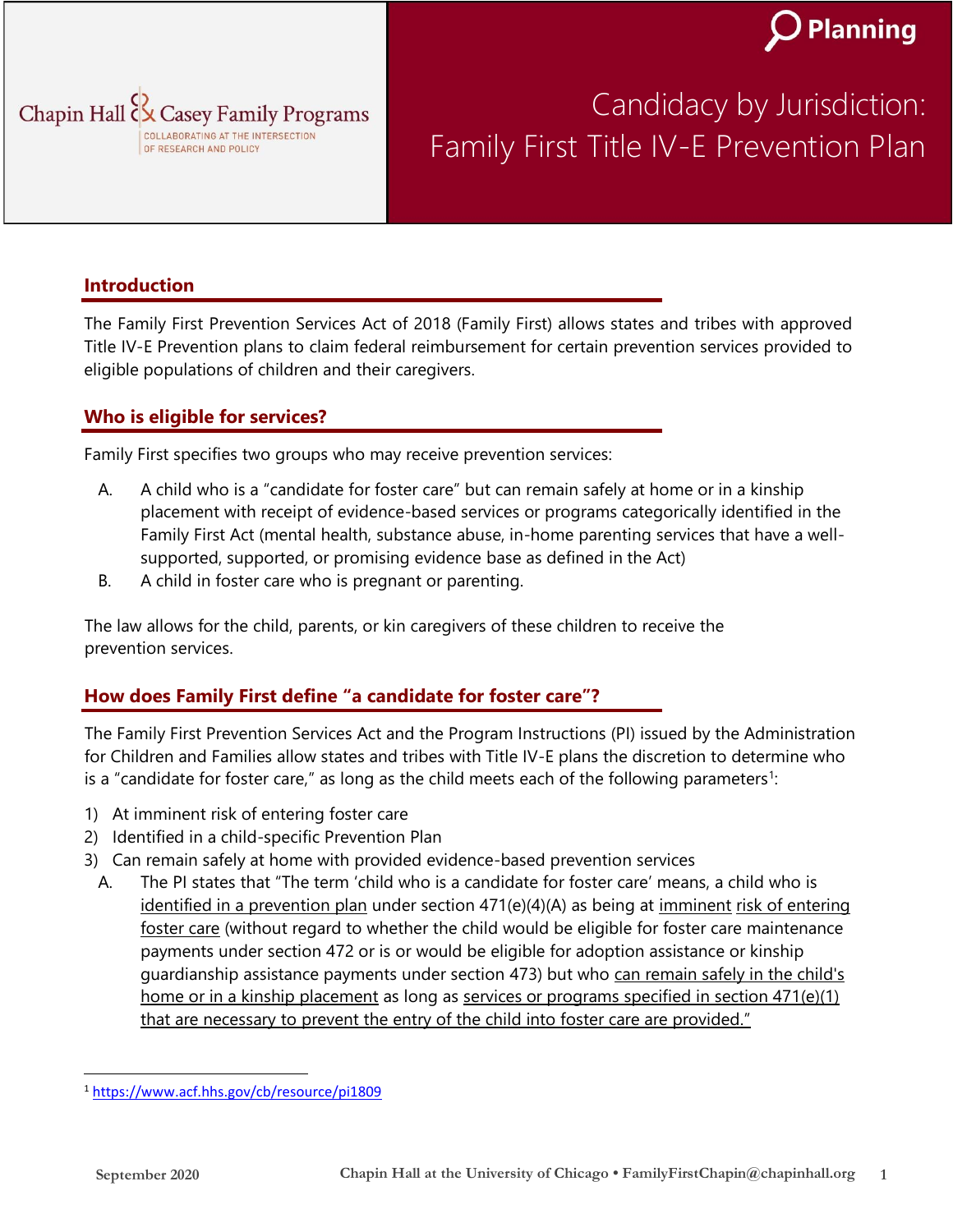Chapin Hall & Casey Family Programs

COLLABORATING AT THE INTERSECTION OF RESEARCH AND POLICY

Planning

# Candidacy by Jurisdiction: Family First Title IV-E Prevention Plan

## Introduction

The Family First Prevention Services Act of 2018 (Family First) allows states and tribes with approved Title IV-E Prevention plans to claim federal reimbursement for certain prevention services provided to eligible populations of children and their caregivers.

## Who is eligible for services?

Family First specifies two groups who may receive prevention services:

A. A child who is a "candidate for foster care" but can remain safely at home or in a kinship placement with receipt of evidence-based services or programs categorically identified in the Family First Act (mental health, substance abuse, in-home parenting services that have a well-supported, supported, or promising evidence base as defined in the Act)

B. A child in foster care who is pregnant or parenting.

The law allows for the child, parents, or kin caregivers of these children to receive the prevention services.

## How does Family First define "a candidate for foster care"?

The Family First Prevention Services Act and the Program Instructions (PI) issued by the Administration for Children and Families allow states and tribes with Title IV-E plans the discretion to determine who is a "candidate for foster care," as long as the child meets each of the following parameters[1]:

1) At imminent risk of entering foster care
2) Identified in a child-specific Prevention Plan
3) Can remain safely at home with provided evidence-based prevention services
   A. The PI states that "The term 'child who is a candidate for foster care' means, a child who is identified in a prevention plan under section 471(e)(4)(A) as being at imminent risk of entering foster care (without regard to whether the child would be eligible for foster care maintenance payments under section 472 or is or would be eligible for adoption assistance or kinship guardianship assistance payments under section 473) but who can remain safely in the child's home or in a kinship placement as long as services or programs specified in section 471(e)(1) that are necessary to prevent the entry of the child into foster care are provided."

[1] https://www.acf.hhs.gov/cb/resource/pi1809

September 2020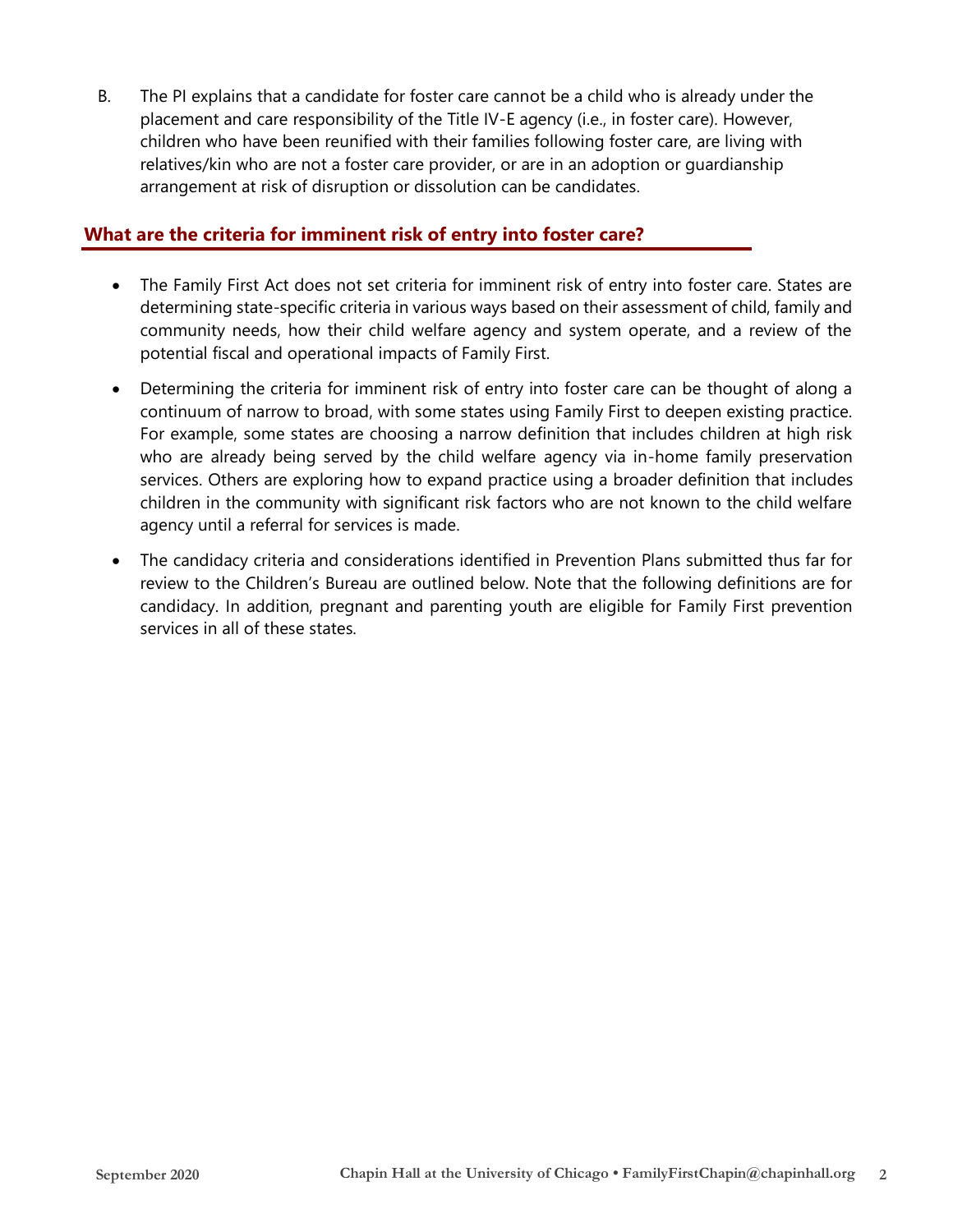B. The PI explains that a candidate for foster care cannot be a child who is already under the placement and care responsibility of the Title IV-E agency (i.e., in foster care). However, children who have been reunified with their families following foster care, are living with relatives/kin who are not a foster care provider, or are in an adoption or guardianship arrangement at risk of disruption or dissolution can be candidates.

## What are the criteria for imminent risk of entry into foster care?

- The Family First Act does not set criteria for imminent risk of entry into foster care. States are determining state-specific criteria in various ways based on their assessment of child, family and community needs, how their child welfare agency and system operate, and a review of the potential fiscal and operational impacts of Family First.
- Determining the criteria for imminent risk of entry into foster care can be thought of along a continuum of narrow to broad, with some states using Family First to deepen existing practice. For example, some states are choosing a narrow definition that includes children at high risk who are already being served by the child welfare agency via in-home family preservation services. Others are exploring how to expand practice using a broader definition that includes children in the community with significant risk factors who are not known to the child welfare agency until a referral for services is made.
- The candidacy criteria and considerations identified in Prevention Plans submitted thus far for review to the Children's Bureau are outlined below. Note that the following definitions are for candidacy. In addition, pregnant and parenting youth are eligible for Family First prevention services in all of these states.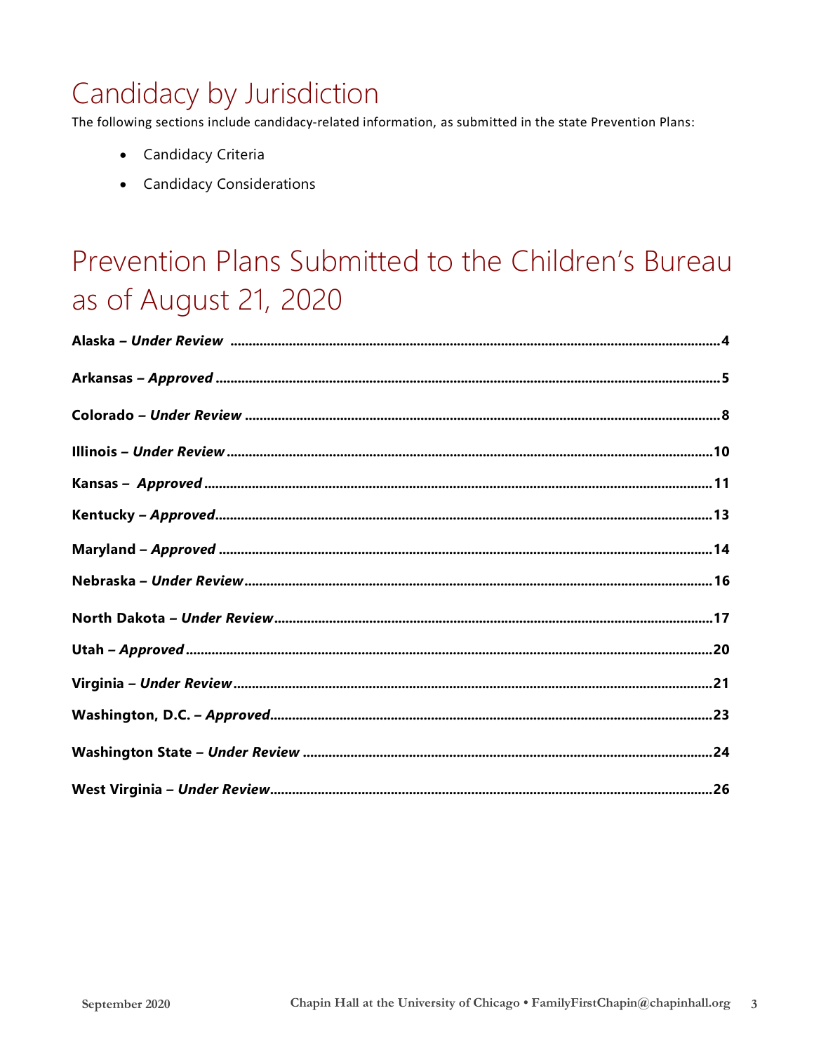# Candidacy by Jurisdiction

The following sections include candidacy-related information, as submitted in the state Prevention Plans:

- Candidacy Criteria
- Candidacy Considerations

# Prevention Plans Submitted to the Children's Bureau as of August 21, 2020

**Alaska – *Under Review*** .......... 4

**Arkansas – *Approved*** .......... 5

**Colorado – *Under Review*** .......... 8

**Illinois – *Under Review*** .......... 10

**Kansas – *Approved*** .......... 11

**Kentucky – *Approved*** .......... 13

**Maryland – *Approved*** .......... 14

**Nebraska – *Under Review*** .......... 16

**North Dakota – *Under Review*** .......... 17

**Utah – *Approved*** .......... 20

**Virginia – *Under Review*** .......... 21

**Washington, D.C. – *Approved*** .......... 23

**Washington State – *Under Review*** .......... 24

**West Virginia – *Under Review*** .......... 26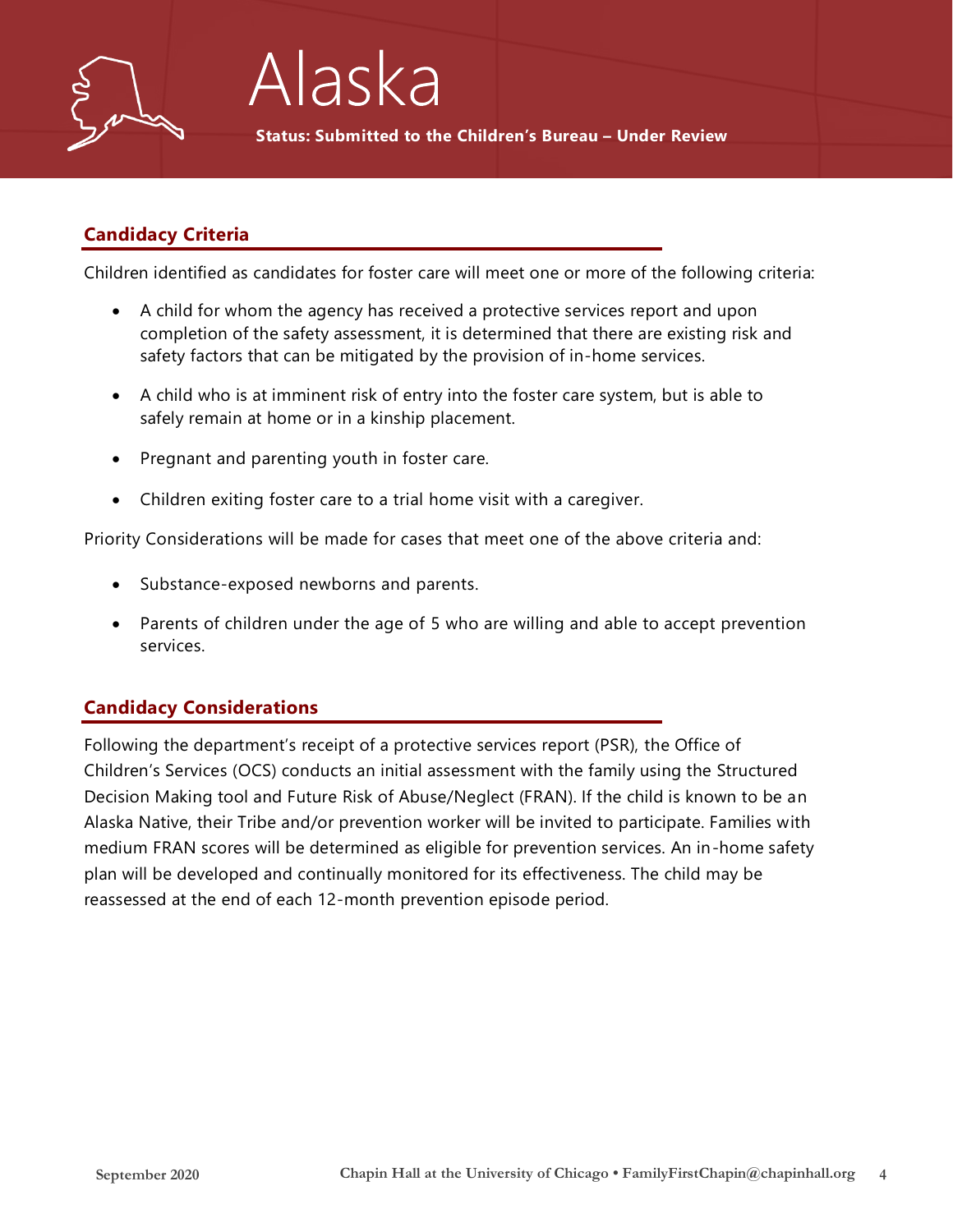# Alaska

**Status: Submitted to the Children's Bureau – Under Review**

## Candidacy Criteria

Children identified as candidates for foster care will meet one or more of the following criteria:

- A child for whom the agency has received a protective services report and upon completion of the safety assessment, it is determined that there are existing risk and safety factors that can be mitigated by the provision of in-home services.
- A child who is at imminent risk of entry into the foster care system, but is able to safely remain at home or in a kinship placement.
- Pregnant and parenting youth in foster care.
- Children exiting foster care to a trial home visit with a caregiver.

Priority Considerations will be made for cases that meet one of the above criteria and:

- Substance-exposed newborns and parents.
- Parents of children under the age of 5 who are willing and able to accept prevention services.

## Candidacy Considerations

Following the department's receipt of a protective services report (PSR), the Office of Children's Services (OCS) conducts an initial assessment with the family using the Structured Decision Making tool and Future Risk of Abuse/Neglect (FRAN). If the child is known to be an Alaska Native, their Tribe and/or prevention worker will be invited to participate. Families with medium FRAN scores will be determined as eligible for prevention services. An in-home safety plan will be developed and continually monitored for its effectiveness. The child may be reassessed at the end of each 12-month prevention episode period.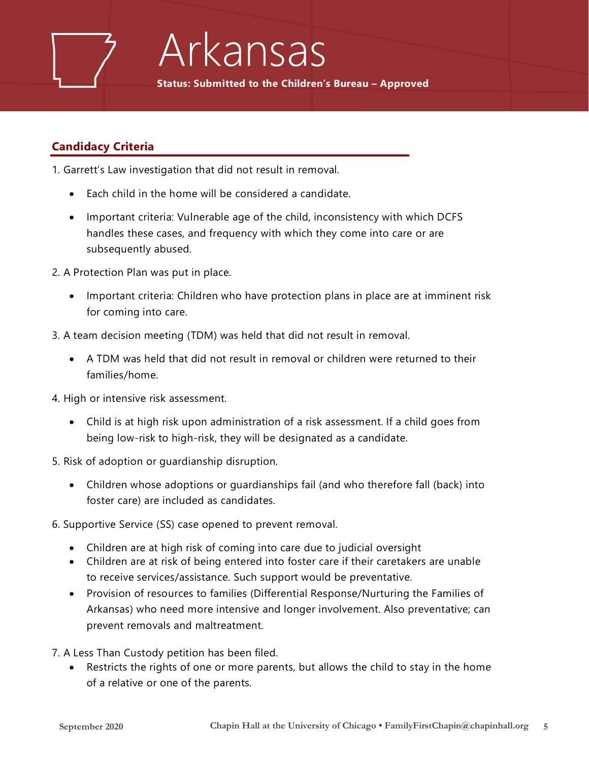# Arkansas

**Status: Submitted to the Children's Bureau – Approved**

## Candidacy Criteria

1. Garrett's Law investigation that did not result in removal.
   - Each child in the home will be considered a candidate.
   - Important criteria: Vulnerable age of the child, inconsistency with which DCFS handles these cases, and frequency with which they come into care or are subsequently abused.
2. A Protection Plan was put in place.
   - Important criteria: Children who have protection plans in place are at imminent risk for coming into care.
3. A team decision meeting (TDM) was held that did not result in removal.
   - A TDM was held that did not result in removal or children were returned to their families/home.
4. High or intensive risk assessment.
   - Child is at high risk upon administration of a risk assessment. If a child goes from being low-risk to high-risk, they will be designated as a candidate.
5. Risk of adoption or guardianship disruption.
   - Children whose adoptions or guardianships fail (and who therefore fall (back) into foster care) are included as candidates.
6. Supportive Service (SS) case opened to prevent removal.
   - Children are at high risk of coming into care due to judicial oversight
   - Children are at risk of being entered into foster care if their caretakers are unable to receive services/assistance. Such support would be preventative.
   - Provision of resources to families (Differential Response/Nurturing the Families of Arkansas) who need more intensive and longer involvement. Also preventative; can prevent removals and maltreatment.
7. A Less Than Custody petition has been filed.
   - Restricts the rights of one or more parents, but allows the child to stay in the home of a relative or one of the parents.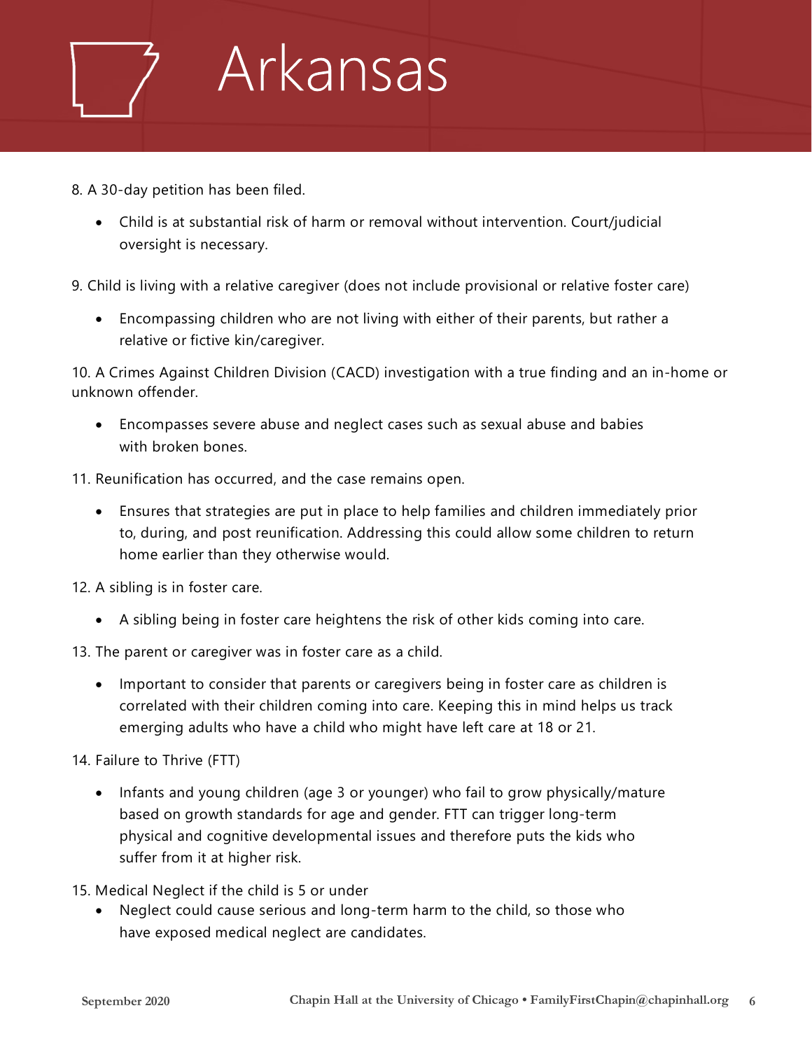# Arkansas

8. A 30-day petition has been filed.
   - Child is at substantial risk of harm or removal without intervention. Court/judicial oversight is necessary.

9. Child is living with a relative caregiver (does not include provisional or relative foster care)
   - Encompassing children who are not living with either of their parents, but rather a relative or fictive kin/caregiver.

10. A Crimes Against Children Division (CACD) investigation with a true finding and an in-home or unknown offender.
    - Encompasses severe abuse and neglect cases such as sexual abuse and babies with broken bones.

11. Reunification has occurred, and the case remains open.
    - Ensures that strategies are put in place to help families and children immediately prior to, during, and post reunification. Addressing this could allow some children to return home earlier than they otherwise would.

12. A sibling is in foster care.
    - A sibling being in foster care heightens the risk of other kids coming into care.

13. The parent or caregiver was in foster care as a child.
    - Important to consider that parents or caregivers being in foster care as children is correlated with their children coming into care. Keeping this in mind helps us track emerging adults who have a child who might have left care at 18 or 21.

14. Failure to Thrive (FTT)
    - Infants and young children (age 3 or younger) who fail to grow physically/mature based on growth standards for age and gender. FTT can trigger long-term physical and cognitive developmental issues and therefore puts the kids who suffer from it at higher risk.

15. Medical Neglect if the child is 5 or under
    - Neglect could cause serious and long-term harm to the child, so those who have exposed medical neglect are candidates.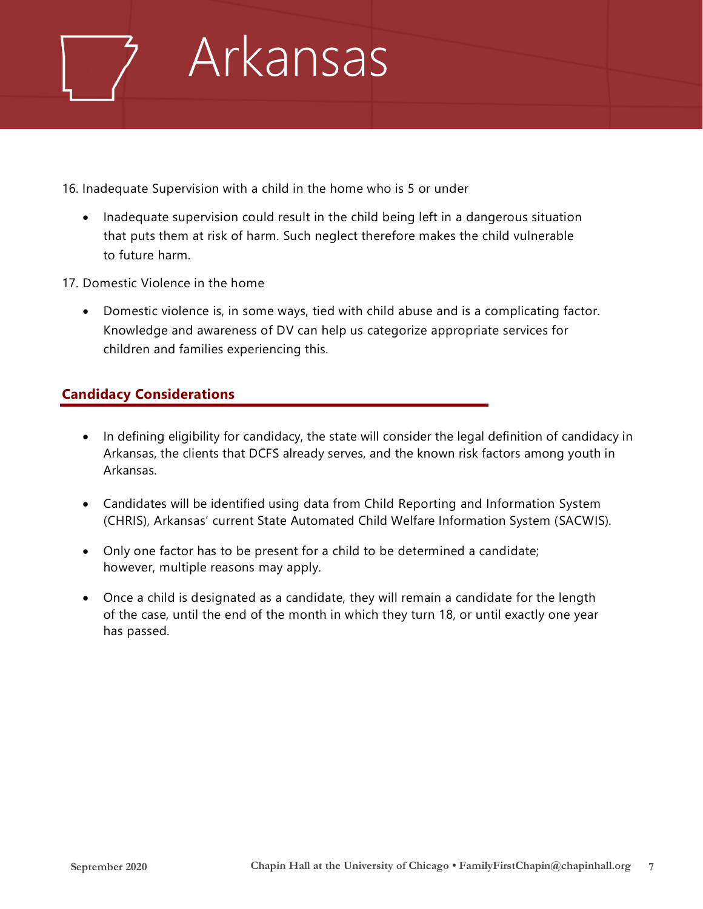# Arkansas

16. Inadequate Supervision with a child in the home who is 5 or under

  - Inadequate supervision could result in the child being left in a dangerous situation that puts them at risk of harm. Such neglect therefore makes the child vulnerable to future harm.

17. Domestic Violence in the home

  - Domestic violence is, in some ways, tied with child abuse and is a complicating factor. Knowledge and awareness of DV can help us categorize appropriate services for children and families experiencing this.

## Candidacy Considerations

- In defining eligibility for candidacy, the state will consider the legal definition of candidacy in Arkansas, the clients that DCFS already serves, and the known risk factors among youth in Arkansas.
- Candidates will be identified using data from Child Reporting and Information System (CHRIS), Arkansas' current State Automated Child Welfare Information System (SACWIS).
- Only one factor has to be present for a child to be determined a candidate; however, multiple reasons may apply.
- Once a child is designated as a candidate, they will remain a candidate for the length of the case, until the end of the month in which they turn 18, or until exactly one year has passed.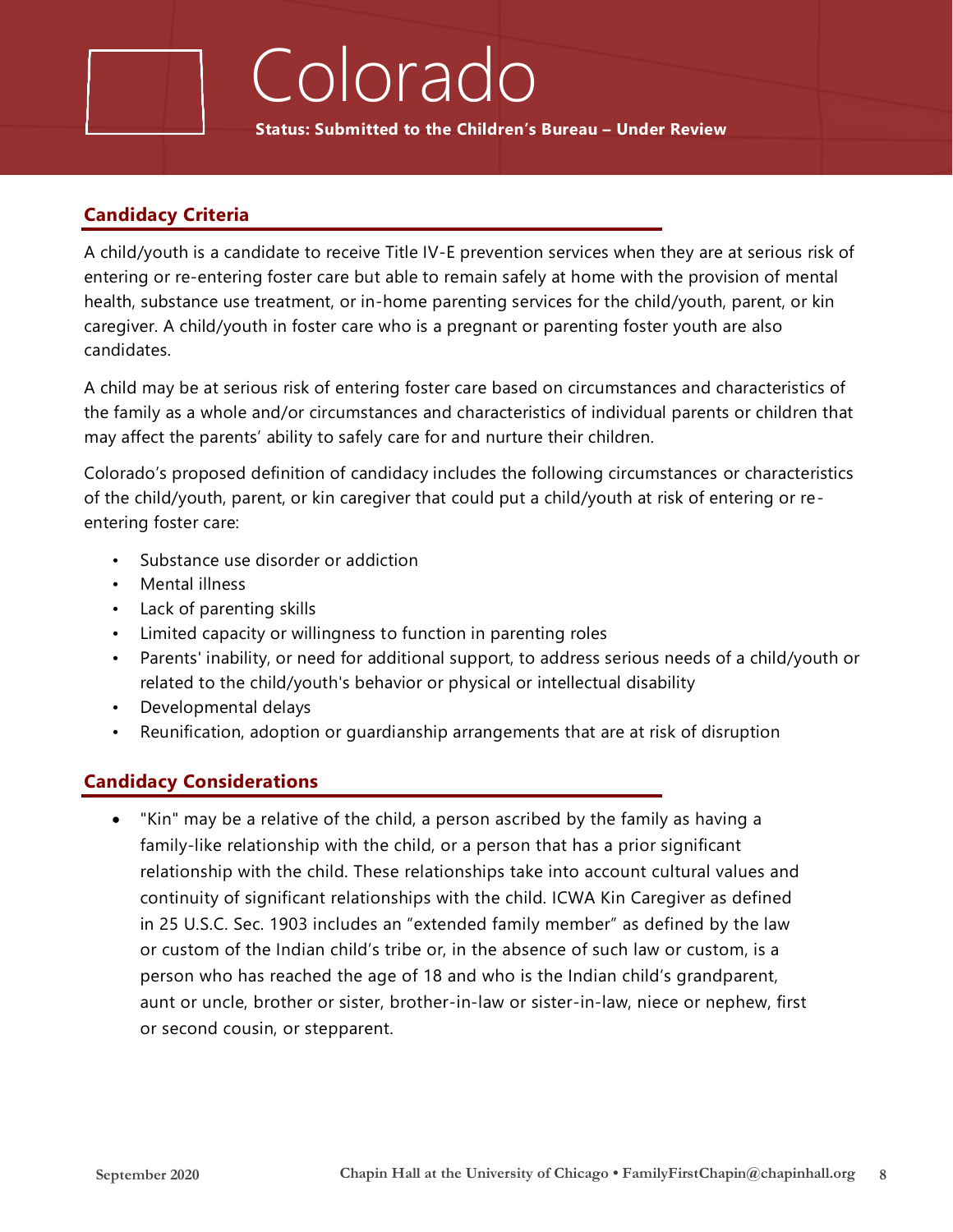# Colorado

**Status: Submitted to the Children's Bureau – Under Review**

## Candidacy Criteria

A child/youth is a candidate to receive Title IV-E prevention services when they are at serious risk of entering or re-entering foster care but able to remain safely at home with the provision of mental health, substance use treatment, or in-home parenting services for the child/youth, parent, or kin caregiver. A child/youth in foster care who is a pregnant or parenting foster youth are also candidates.

A child may be at serious risk of entering foster care based on circumstances and characteristics of the family as a whole and/or circumstances and characteristics of individual parents or children that may affect the parents' ability to safely care for and nurture their children.

Colorado's proposed definition of candidacy includes the following circumstances or characteristics of the child/youth, parent, or kin caregiver that could put a child/youth at risk of entering or re-entering foster care:

- Substance use disorder or addiction
- Mental illness
- Lack of parenting skills
- Limited capacity or willingness to function in parenting roles
- Parents' inability, or need for additional support, to address serious needs of a child/youth or related to the child/youth's behavior or physical or intellectual disability
- Developmental delays
- Reunification, adoption or guardianship arrangements that are at risk of disruption

## Candidacy Considerations

- "Kin" may be a relative of the child, a person ascribed by the family as having a family-like relationship with the child, or a person that has a prior significant relationship with the child. These relationships take into account cultural values and continuity of significant relationships with the child. ICWA Kin Caregiver as defined in 25 U.S.C. Sec. 1903 includes an "extended family member" as defined by the law or custom of the Indian child's tribe or, in the absence of such law or custom, is a person who has reached the age of 18 and who is the Indian child's grandparent, aunt or uncle, brother or sister, brother-in-law or sister-in-law, niece or nephew, first or second cousin, or stepparent.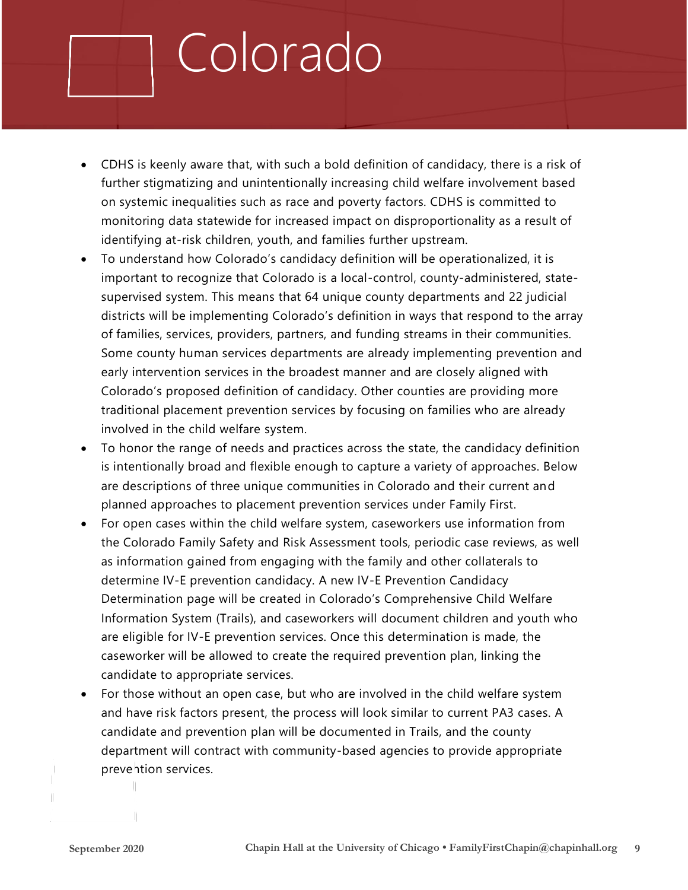# Colorado

- CDHS is keenly aware that, with such a bold definition of candidacy, there is a risk of further stigmatizing and unintentionally increasing child welfare involvement based on systemic inequalities such as race and poverty factors. CDHS is committed to monitoring data statewide for increased impact on disproportionality as a result of identifying at-risk children, youth, and families further upstream.
- To understand how Colorado's candidacy definition will be operationalized, it is important to recognize that Colorado is a local-control, county-administered, state-supervised system. This means that 64 unique county departments and 22 judicial districts will be implementing Colorado's definition in ways that respond to the array of families, services, providers, partners, and funding streams in their communities. Some county human services departments are already implementing prevention and early intervention services in the broadest manner and are closely aligned with Colorado's proposed definition of candidacy. Other counties are providing more traditional placement prevention services by focusing on families who are already involved in the child welfare system.
- To honor the range of needs and practices across the state, the candidacy definition is intentionally broad and flexible enough to capture a variety of approaches. Below are descriptions of three unique communities in Colorado and their current and planned approaches to placement prevention services under Family First.
- For open cases within the child welfare system, caseworkers use information from the Colorado Family Safety and Risk Assessment tools, periodic case reviews, as well as information gained from engaging with the family and other collaterals to determine IV-E prevention candidacy. A new IV-E Prevention Candidacy Determination page will be created in Colorado's Comprehensive Child Welfare Information System (Trails), and caseworkers will document children and youth who are eligible for IV-E prevention services. Once this determination is made, the caseworker will be allowed to create the required prevention plan, linking the candidate to appropriate services.
- For those without an open case, but who are involved in the child welfare system and have risk factors present, the process will look similar to current PA3 cases. A candidate and prevention plan will be documented in Trails, and the county department will contract with community-based agencies to provide appropriate prevention services.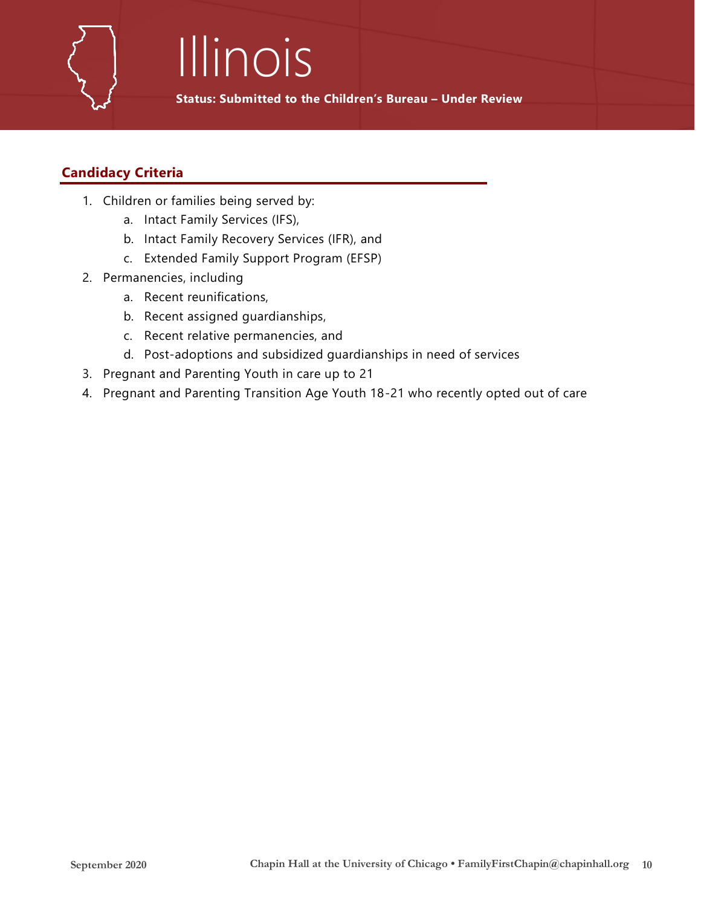# Illinois

**Status: Submitted to the Children's Bureau – Under Review**

## Candidacy Criteria

1. Children or families being served by:
    a. Intact Family Services (IFS),
    b. Intact Family Recovery Services (IFR), and
    c. Extended Family Support Program (EFSP)
2. Permanencies, including
    a. Recent reunifications,
    b. Recent assigned guardianships,
    c. Recent relative permanencies, and
    d. Post-adoptions and subsidized guardianships in need of services
3. Pregnant and Parenting Youth in care up to 21
4. Pregnant and Parenting Transition Age Youth 18-21 who recently opted out of care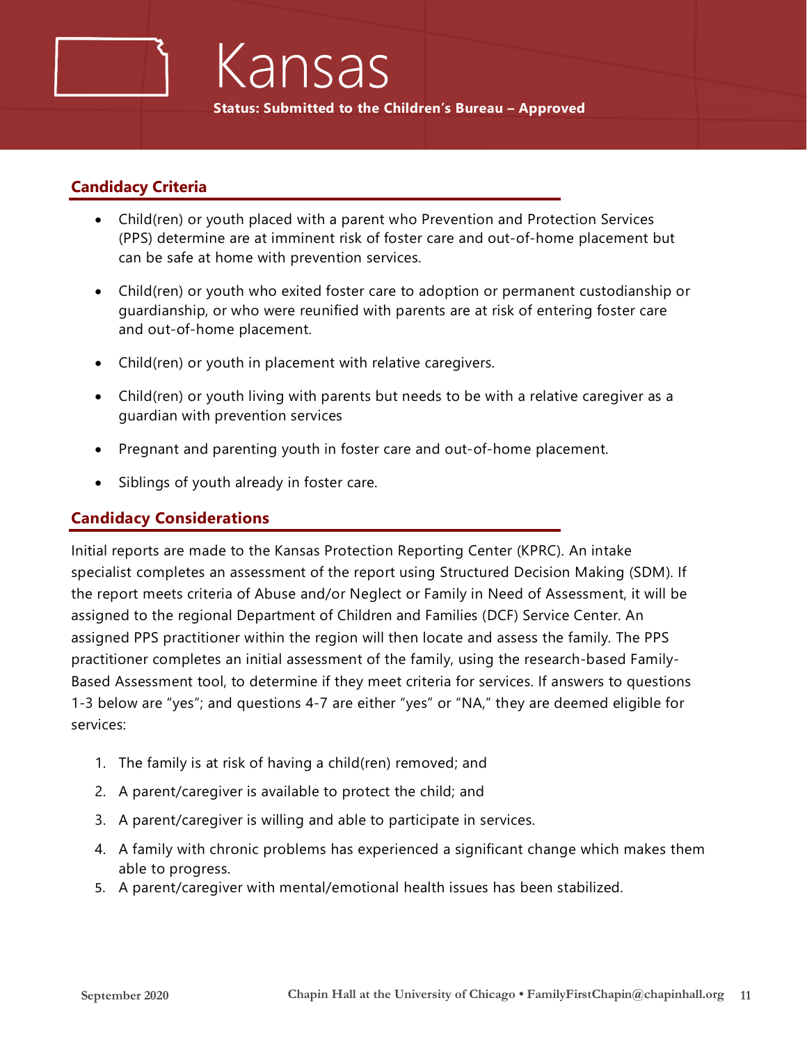# Kansas

**Status: Submitted to the Children's Bureau – Approved**

## Candidacy Criteria

- Child(ren) or youth placed with a parent who Prevention and Protection Services (PPS) determine are at imminent risk of foster care and out-of-home placement but can be safe at home with prevention services.
- Child(ren) or youth who exited foster care to adoption or permanent custodianship or guardianship, or who were reunified with parents are at risk of entering foster care and out-of-home placement.
- Child(ren) or youth in placement with relative caregivers.
- Child(ren) or youth living with parents but needs to be with a relative caregiver as a guardian with prevention services
- Pregnant and parenting youth in foster care and out-of-home placement.
- Siblings of youth already in foster care.

## Candidacy Considerations

Initial reports are made to the Kansas Protection Reporting Center (KPRC). An intake specialist completes an assessment of the report using Structured Decision Making (SDM). If the report meets criteria of Abuse and/or Neglect or Family in Need of Assessment, it will be assigned to the regional Department of Children and Families (DCF) Service Center. An assigned PPS practitioner within the region will then locate and assess the family. The PPS practitioner completes an initial assessment of the family, using the research-based Family-Based Assessment tool, to determine if they meet criteria for services. If answers to questions 1-3 below are "yes"; and questions 4-7 are either "yes" or "NA," they are deemed eligible for services:

1. The family is at risk of having a child(ren) removed; and
2. A parent/caregiver is available to protect the child; and
3. A parent/caregiver is willing and able to participate in services.
4. A family with chronic problems has experienced a significant change which makes them able to progress.
5. A parent/caregiver with mental/emotional health issues has been stabilized.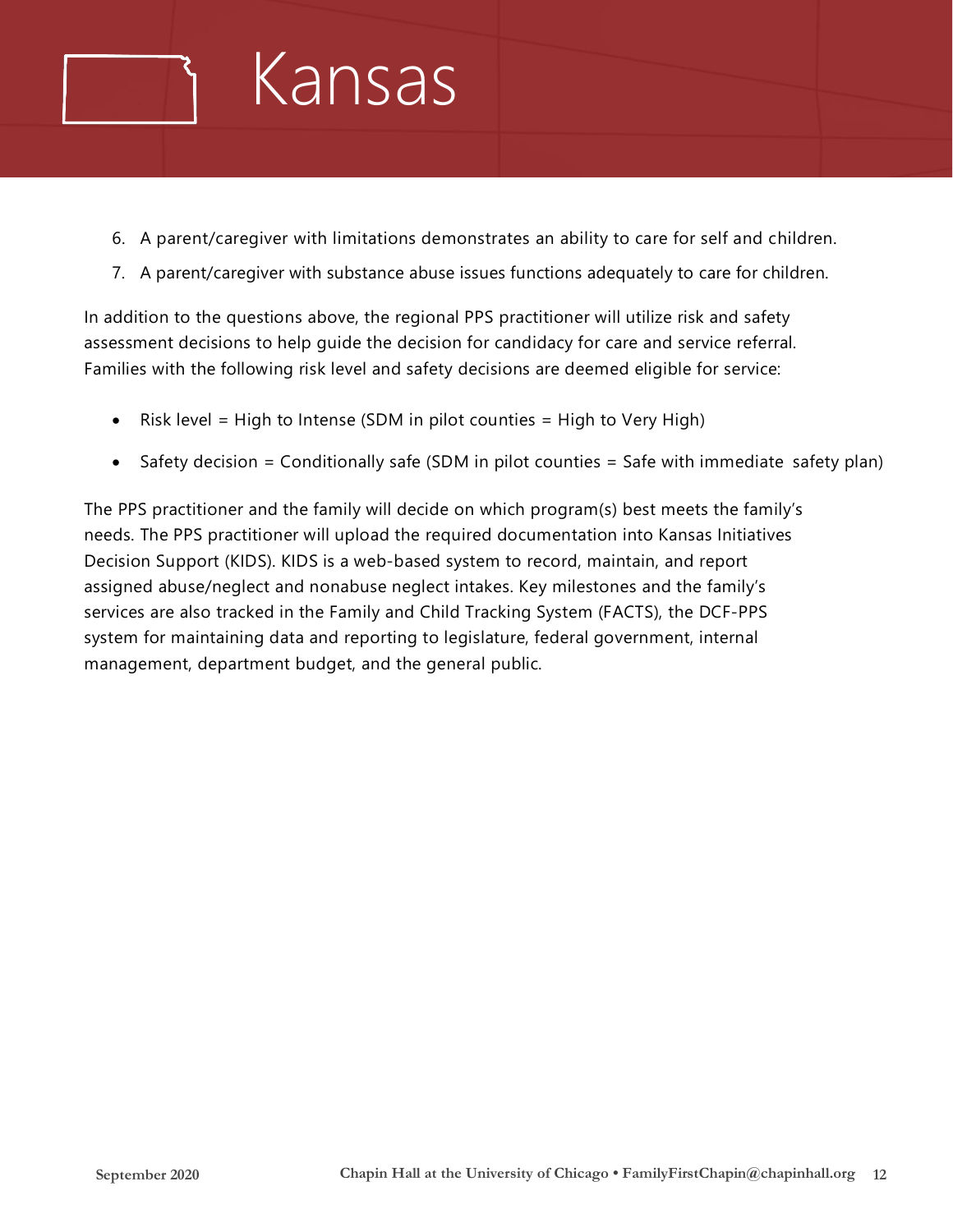# Kansas

6. A parent/caregiver with limitations demonstrates an ability to care for self and children.
7. A parent/caregiver with substance abuse issues functions adequately to care for children.

In addition to the questions above, the regional PPS practitioner will utilize risk and safety assessment decisions to help guide the decision for candidacy for care and service referral. Families with the following risk level and safety decisions are deemed eligible for service:

- Risk level = High to Intense (SDM in pilot counties = High to Very High)
- Safety decision = Conditionally safe (SDM in pilot counties = Safe with immediate safety plan)

The PPS practitioner and the family will decide on which program(s) best meets the family's needs. The PPS practitioner will upload the required documentation into Kansas Initiatives Decision Support (KIDS). KIDS is a web-based system to record, maintain, and report assigned abuse/neglect and nonabuse neglect intakes. Key milestones and the family's services are also tracked in the Family and Child Tracking System (FACTS), the DCF-PPS system for maintaining data and reporting to legislature, federal government, internal management, department budget, and the general public.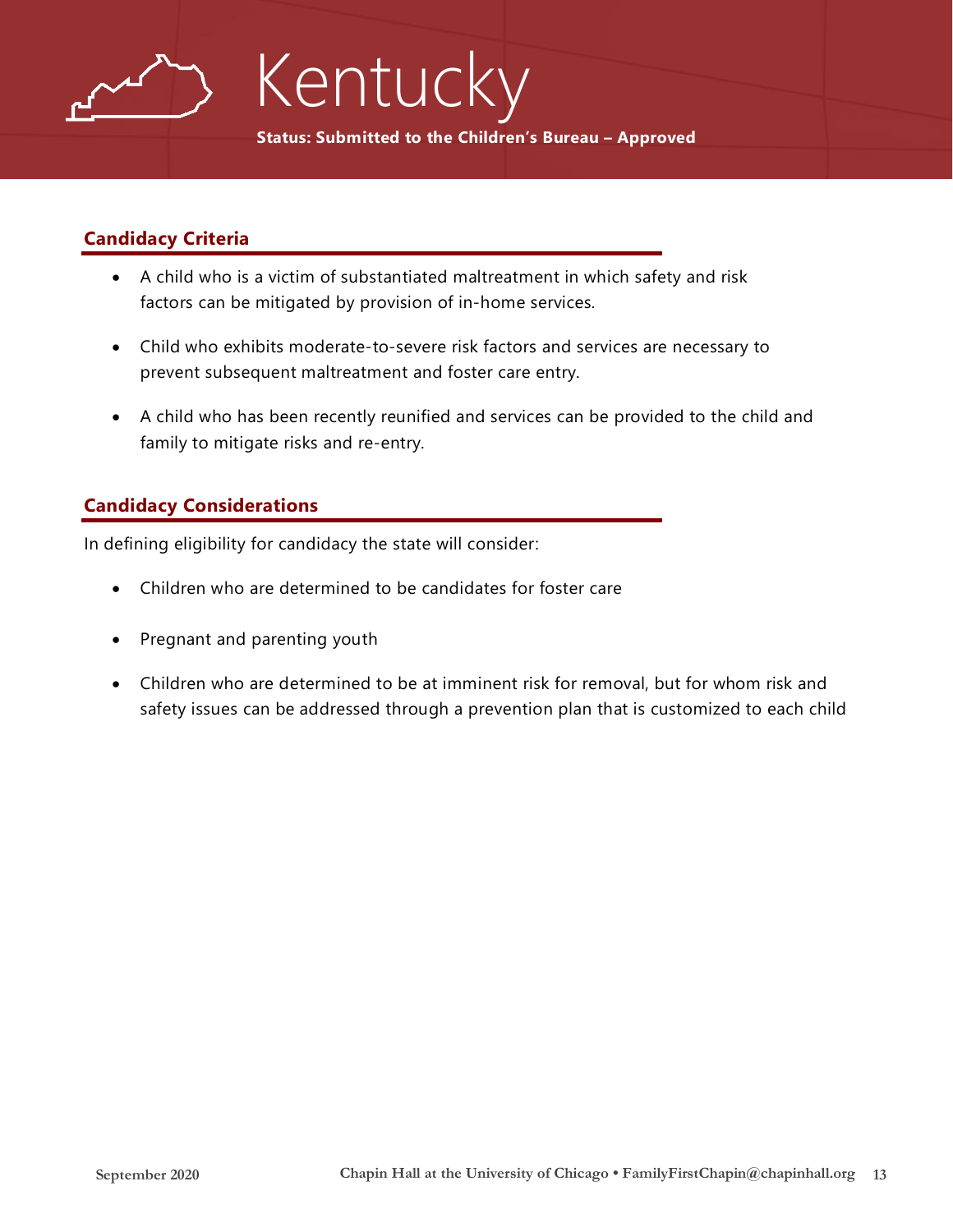# Kentucky

**Status: Submitted to the Children's Bureau – Approved**

## Candidacy Criteria

- A child who is a victim of substantiated maltreatment in which safety and risk factors can be mitigated by provision of in-home services.
- Child who exhibits moderate-to-severe risk factors and services are necessary to prevent subsequent maltreatment and foster care entry.
- A child who has been recently reunified and services can be provided to the child and family to mitigate risks and re-entry.

## Candidacy Considerations

In defining eligibility for candidacy the state will consider:

- Children who are determined to be candidates for foster care
- Pregnant and parenting youth
- Children who are determined to be at imminent risk for removal, but for whom risk and safety issues can be addressed through a prevention plan that is customized to each child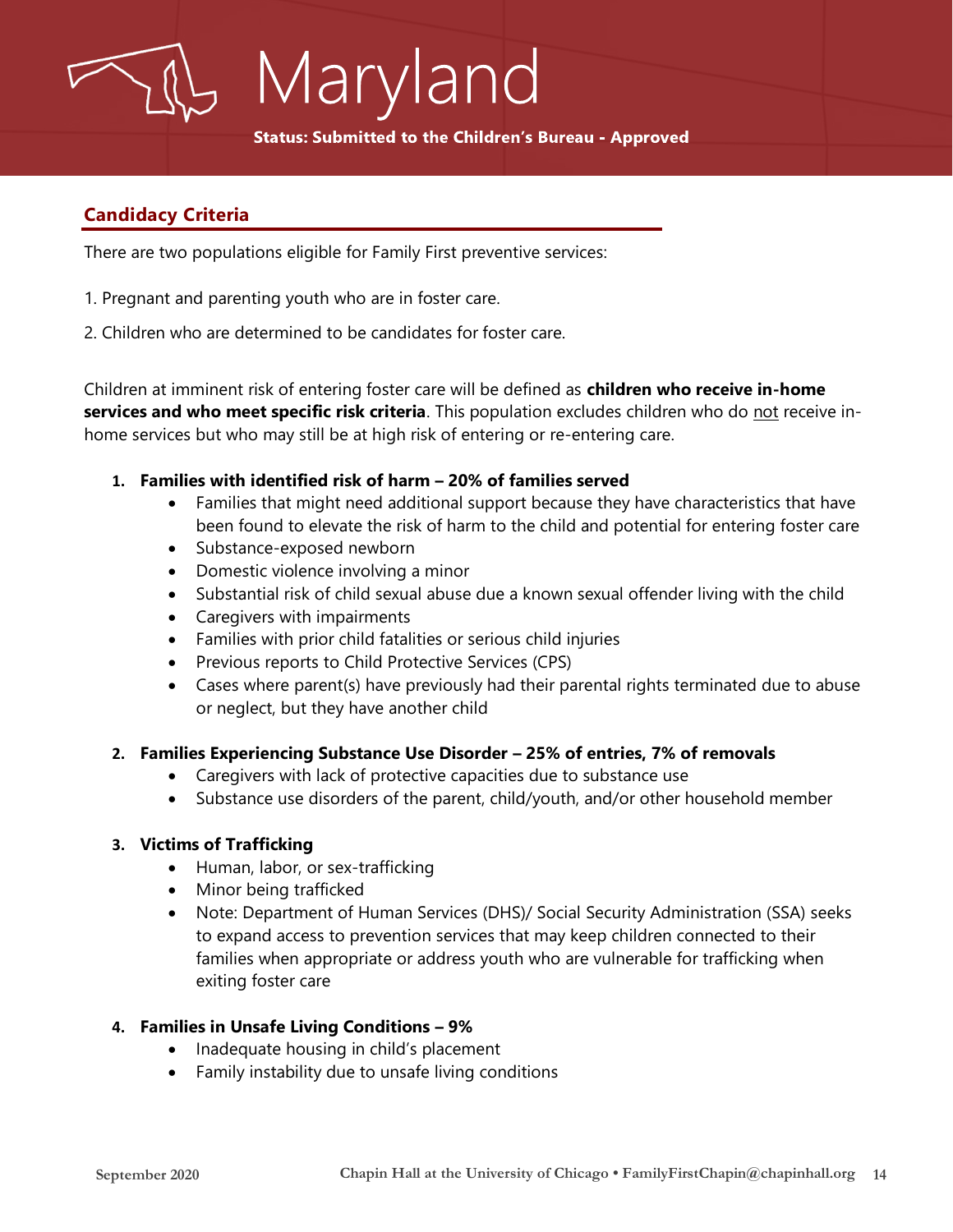# Maryland

**Status: Submitted to the Children's Bureau - Approved**

## Candidacy Criteria

There are two populations eligible for Family First preventive services:

1. Pregnant and parenting youth who are in foster care.
2. Children who are determined to be candidates for foster care.

Children at imminent risk of entering foster care will be defined as **children who receive in-home services and who meet specific risk criteria**. This population excludes children who do not receive in-home services but who may still be at high risk of entering or re-entering care.

1. **Families with identified risk of harm – 20% of families served**
   - Families that might need additional support because they have characteristics that have been found to elevate the risk of harm to the child and potential for entering foster care
   - Substance-exposed newborn
   - Domestic violence involving a minor
   - Substantial risk of child sexual abuse due a known sexual offender living with the child
   - Caregivers with impairments
   - Families with prior child fatalities or serious child injuries
   - Previous reports to Child Protective Services (CPS)
   - Cases where parent(s) have previously had their parental rights terminated due to abuse or neglect, but they have another child

2. **Families Experiencing Substance Use Disorder – 25% of entries, 7% of removals**
   - Caregivers with lack of protective capacities due to substance use
   - Substance use disorders of the parent, child/youth, and/or other household member

3. **Victims of Trafficking**
   - Human, labor, or sex-trafficking
   - Minor being trafficked
   - Note: Department of Human Services (DHS)/ Social Security Administration (SSA) seeks to expand access to prevention services that may keep children connected to their families when appropriate or address youth who are vulnerable for trafficking when exiting foster care

4. **Families in Unsafe Living Conditions – 9%**
   - Inadequate housing in child's placement
   - Family instability due to unsafe living conditions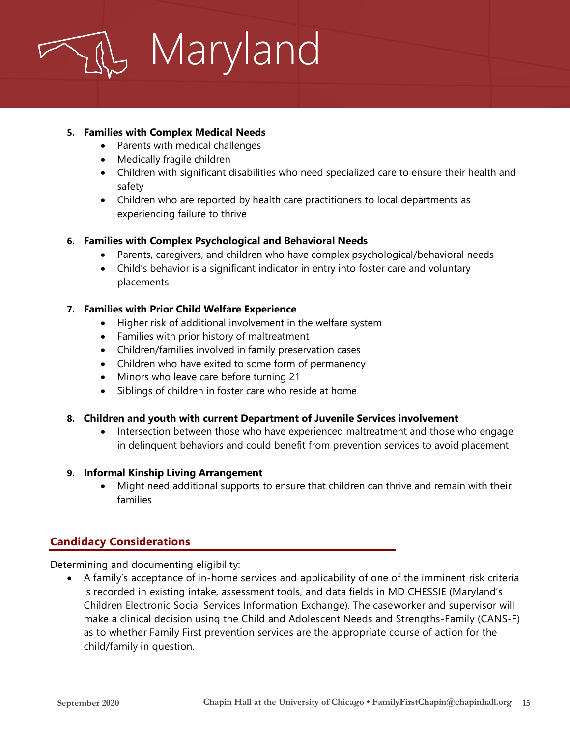# Maryland

5. **Families with Complex Medical Needs**
    - Parents with medical challenges
    - Medically fragile children
    - Children with significant disabilities who need specialized care to ensure their health and safety
    - Children who are reported by health care practitioners to local departments as experiencing failure to thrive

6. **Families with Complex Psychological and Behavioral Needs**
    - Parents, caregivers, and children who have complex psychological/behavioral needs
    - Child's behavior is a significant indicator in entry into foster care and voluntary placements

7. **Families with Prior Child Welfare Experience**
    - Higher risk of additional involvement in the welfare system
    - Families with prior history of maltreatment
    - Children/families involved in family preservation cases
    - Children who have exited to some form of permanency
    - Minors who leave care before turning 21
    - Siblings of children in foster care who reside at home

8. **Children and youth with current Department of Juvenile Services involvement**
    - Intersection between those who have experienced maltreatment and those who engage in delinquent behaviors and could benefit from prevention services to avoid placement

9. **Informal Kinship Living Arrangement**
    - Might need additional supports to ensure that children can thrive and remain with their families

## Candidacy Considerations

Determining and documenting eligibility:

- A family's acceptance of in-home services and applicability of one of the imminent risk criteria is recorded in existing intake, assessment tools, and data fields in MD CHESSIE (Maryland's Children Electronic Social Services Information Exchange). The caseworker and supervisor will make a clinical decision using the Child and Adolescent Needs and Strengths-Family (CANS-F) as to whether Family First prevention services are the appropriate course of action for the child/family in question.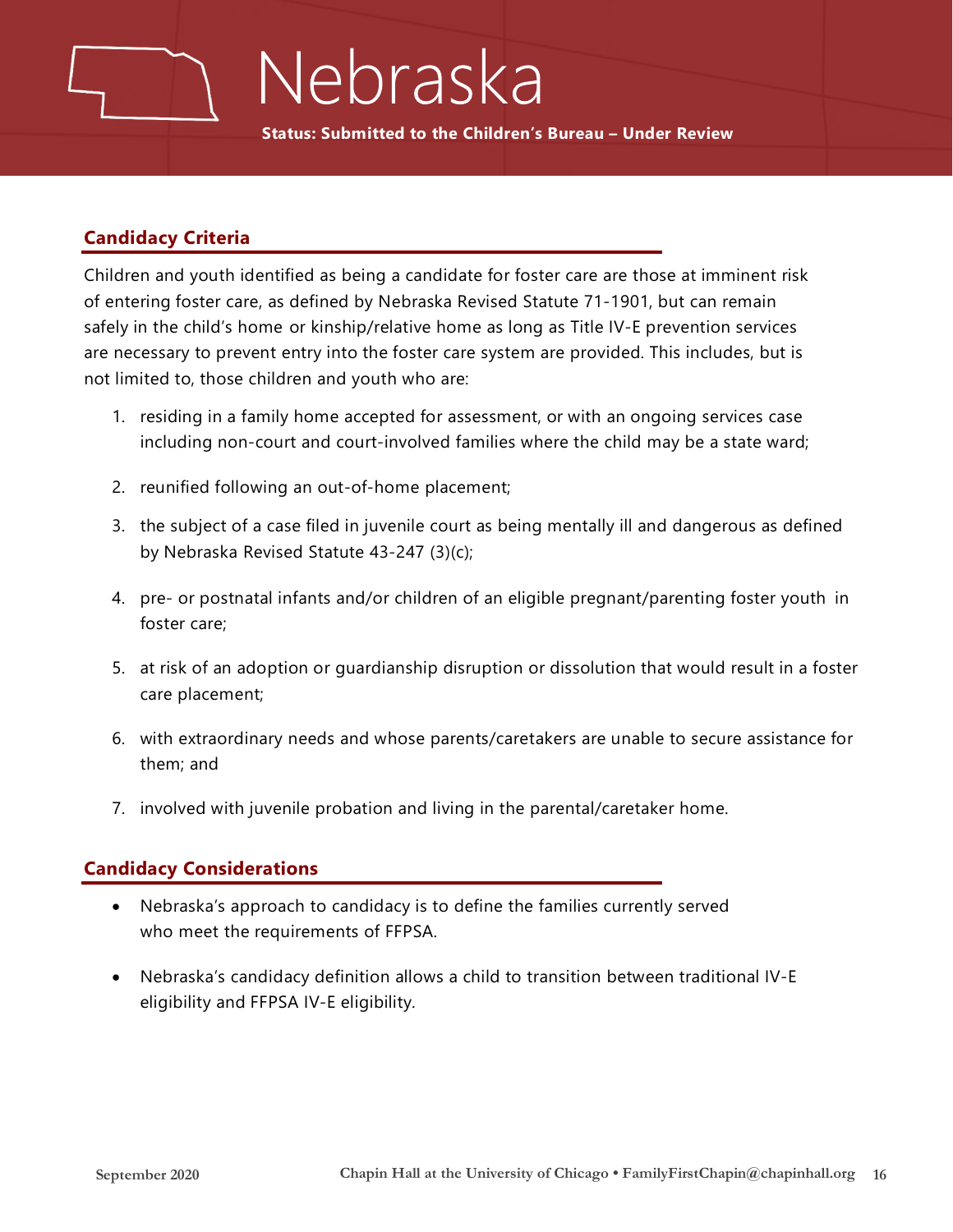# Nebraska

**Status: Submitted to the Children's Bureau – Under Review**

## Candidacy Criteria

Children and youth identified as being a candidate for foster care are those at imminent risk of entering foster care, as defined by Nebraska Revised Statute 71-1901, but can remain safely in the child's home or kinship/relative home as long as Title IV-E prevention services are necessary to prevent entry into the foster care system are provided. This includes, but is not limited to, those children and youth who are:

1. residing in a family home accepted for assessment, or with an ongoing services case including non-court and court-involved families where the child may be a state ward;
2. reunified following an out-of-home placement;
3. the subject of a case filed in juvenile court as being mentally ill and dangerous as defined by Nebraska Revised Statute 43-247 (3)(c);
4. pre- or postnatal infants and/or children of an eligible pregnant/parenting foster youth in foster care;
5. at risk of an adoption or guardianship disruption or dissolution that would result in a foster care placement;
6. with extraordinary needs and whose parents/caretakers are unable to secure assistance for them; and
7. involved with juvenile probation and living in the parental/caretaker home.

## Candidacy Considerations

- Nebraska's approach to candidacy is to define the families currently served who meet the requirements of FFPSA.
- Nebraska's candidacy definition allows a child to transition between traditional IV-E eligibility and FFPSA IV-E eligibility.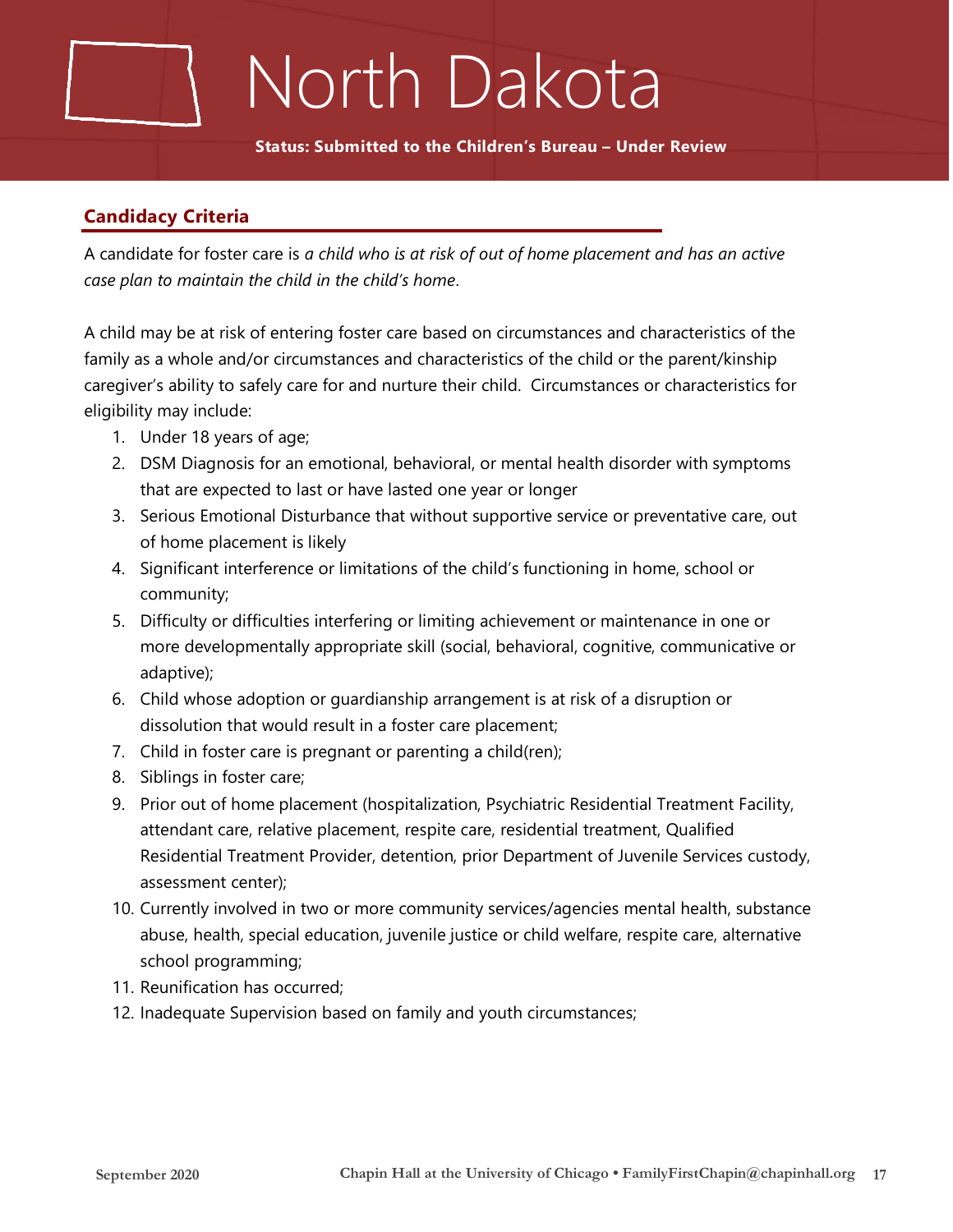# North Dakota

**Status: Submitted to the Children's Bureau – Under Review**

## Candidacy Criteria

A candidate for foster care is *a child who is at risk of out of home placement and has an active case plan to maintain the child in the child's home*.

A child may be at risk of entering foster care based on circumstances and characteristics of the family as a whole and/or circumstances and characteristics of the child or the parent/kinship caregiver's ability to safely care for and nurture their child. Circumstances or characteristics for eligibility may include:

1. Under 18 years of age;
2. DSM Diagnosis for an emotional, behavioral, or mental health disorder with symptoms that are expected to last or have lasted one year or longer
3. Serious Emotional Disturbance that without supportive service or preventative care, out of home placement is likely
4. Significant interference or limitations of the child's functioning in home, school or community;
5. Difficulty or difficulties interfering or limiting achievement or maintenance in one or more developmentally appropriate skill (social, behavioral, cognitive, communicative or adaptive);
6. Child whose adoption or guardianship arrangement is at risk of a disruption or dissolution that would result in a foster care placement;
7. Child in foster care is pregnant or parenting a child(ren);
8. Siblings in foster care;
9. Prior out of home placement (hospitalization, Psychiatric Residential Treatment Facility, attendant care, relative placement, respite care, residential treatment, Qualified Residential Treatment Provider, detention, prior Department of Juvenile Services custody, assessment center);
10. Currently involved in two or more community services/agencies mental health, substance abuse, health, special education, juvenile justice or child welfare, respite care, alternative school programming;
11. Reunification has occurred;
12. Inadequate Supervision based on family and youth circumstances;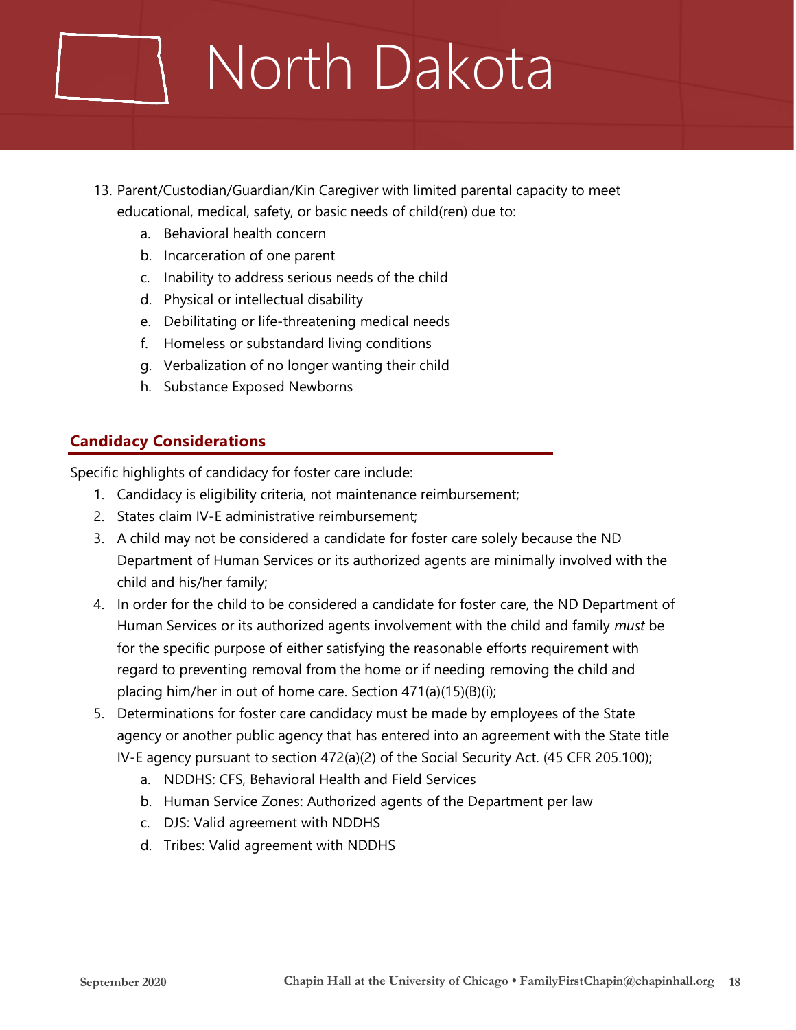# North Dakota

13. Parent/Custodian/Guardian/Kin Caregiver with limited parental capacity to meet educational, medical, safety, or basic needs of child(ren) due to:
    a. Behavioral health concern
    b. Incarceration of one parent
    c. Inability to address serious needs of the child
    d. Physical or intellectual disability
    e. Debilitating or life-threatening medical needs
    f. Homeless or substandard living conditions
    g. Verbalization of no longer wanting their child
    h. Substance Exposed Newborns

## Candidacy Considerations

Specific highlights of candidacy for foster care include:

1. Candidacy is eligibility criteria, not maintenance reimbursement;
2. States claim IV-E administrative reimbursement;
3. A child may not be considered a candidate for foster care solely because the ND Department of Human Services or its authorized agents are minimally involved with the child and his/her family;
4. In order for the child to be considered a candidate for foster care, the ND Department of Human Services or its authorized agents involvement with the child and family *must* be for the specific purpose of either satisfying the reasonable efforts requirement with regard to preventing removal from the home or if needing removing the child and placing him/her in out of home care. Section 471(a)(15)(B)(i);
5. Determinations for foster care candidacy must be made by employees of the State agency or another public agency that has entered into an agreement with the State title IV-E agency pursuant to section 472(a)(2) of the Social Security Act. (45 CFR 205.100);
    a. NDDHS: CFS, Behavioral Health and Field Services
    b. Human Service Zones: Authorized agents of the Department per law
    c. DJS: Valid agreement with NDDHS
    d. Tribes: Valid agreement with NDDHS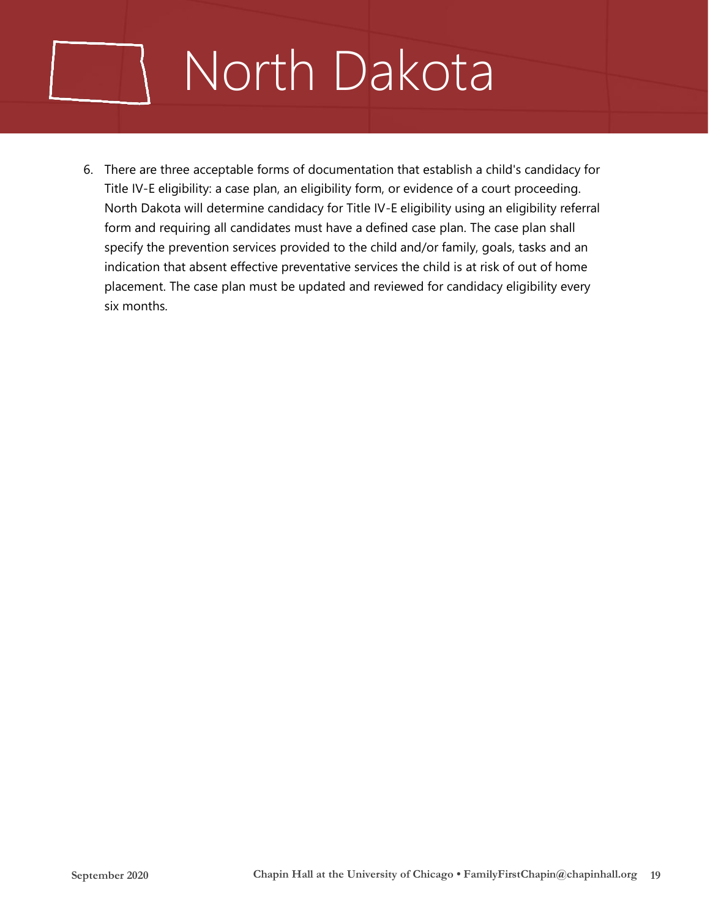# North Dakota

6. There are three acceptable forms of documentation that establish a child's candidacy for Title IV-E eligibility: a case plan, an eligibility form, or evidence of a court proceeding. North Dakota will determine candidacy for Title IV-E eligibility using an eligibility referral form and requiring all candidates must have a defined case plan. The case plan shall specify the prevention services provided to the child and/or family, goals, tasks and an indication that absent effective preventative services the child is at risk of out of home placement. The case plan must be updated and reviewed for candidacy eligibility every six months.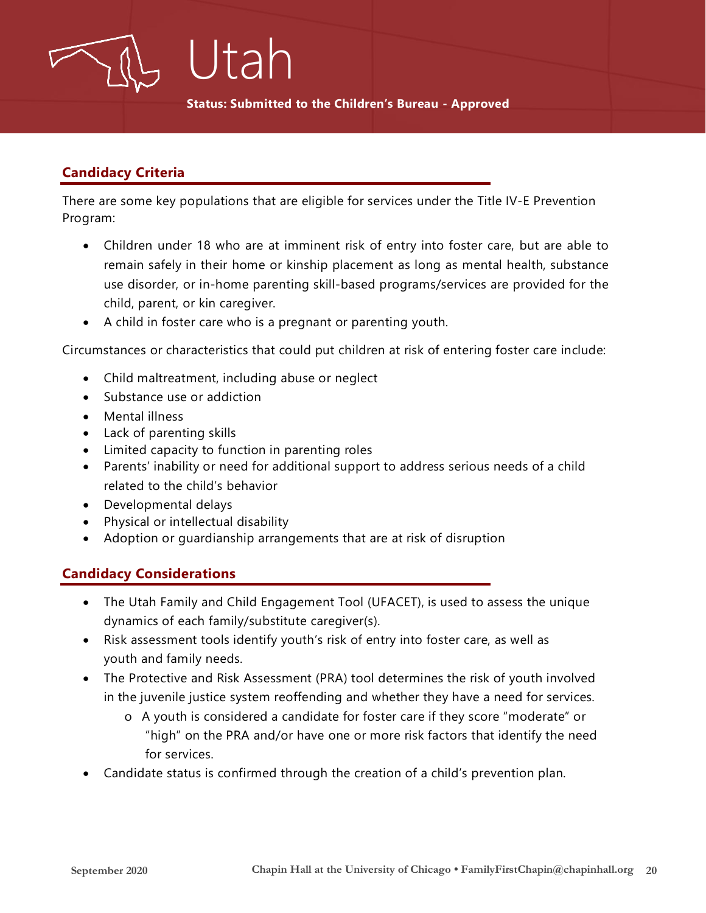# Utah

**Status: Submitted to the Children's Bureau - Approved**

## Candidacy Criteria

There are some key populations that are eligible for services under the Title IV-E Prevention Program:

- Children under 18 who are at imminent risk of entry into foster care, but are able to remain safely in their home or kinship placement as long as mental health, substance use disorder, or in-home parenting skill-based programs/services are provided for the child, parent, or kin caregiver.
- A child in foster care who is a pregnant or parenting youth.

Circumstances or characteristics that could put children at risk of entering foster care include:

- Child maltreatment, including abuse or neglect
- Substance use or addiction
- Mental illness
- Lack of parenting skills
- Limited capacity to function in parenting roles
- Parents' inability or need for additional support to address serious needs of a child related to the child's behavior
- Developmental delays
- Physical or intellectual disability
- Adoption or guardianship arrangements that are at risk of disruption

## Candidacy Considerations

- The Utah Family and Child Engagement Tool (UFACET), is used to assess the unique dynamics of each family/substitute caregiver(s).
- Risk assessment tools identify youth's risk of entry into foster care, as well as youth and family needs.
- The Protective and Risk Assessment (PRA) tool determines the risk of youth involved in the juvenile justice system reoffending and whether they have a need for services.
  - A youth is considered a candidate for foster care if they score "moderate" or "high" on the PRA and/or have one or more risk factors that identify the need for services.
- Candidate status is confirmed through the creation of a child's prevention plan.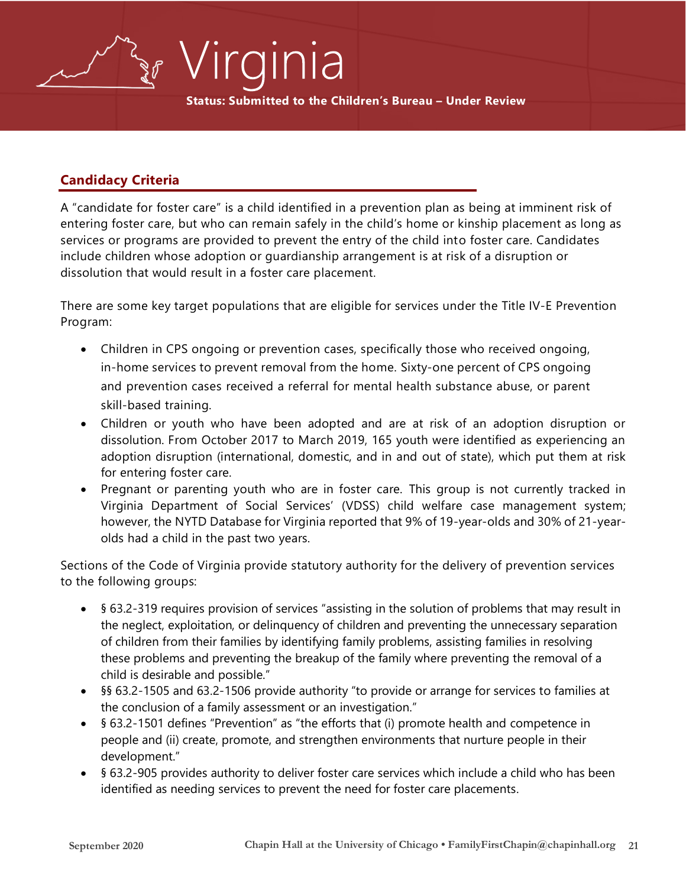# Virginia

**Status: Submitted to the Children's Bureau – Under Review**

## Candidacy Criteria

A "candidate for foster care" is a child identified in a prevention plan as being at imminent risk of entering foster care, but who can remain safely in the child's home or kinship placement as long as services or programs are provided to prevent the entry of the child into foster care. Candidates include children whose adoption or guardianship arrangement is at risk of a disruption or dissolution that would result in a foster care placement.

There are some key target populations that are eligible for services under the Title IV-E Prevention Program:

- Children in CPS ongoing or prevention cases, specifically those who received ongoing, in-home services to prevent removal from the home. Sixty-one percent of CPS ongoing and prevention cases received a referral for mental health substance abuse, or parent skill-based training.
- Children or youth who have been adopted and are at risk of an adoption disruption or dissolution. From October 2017 to March 2019, 165 youth were identified as experiencing an adoption disruption (international, domestic, and in and out of state), which put them at risk for entering foster care.
- Pregnant or parenting youth who are in foster care. This group is not currently tracked in Virginia Department of Social Services' (VDSS) child welfare case management system; however, the NYTD Database for Virginia reported that 9% of 19-year-olds and 30% of 21-year-olds had a child in the past two years.

Sections of the Code of Virginia provide statutory authority for the delivery of prevention services to the following groups:

- § 63.2-319 requires provision of services "assisting in the solution of problems that may result in the neglect, exploitation, or delinquency of children and preventing the unnecessary separation of children from their families by identifying family problems, assisting families in resolving these problems and preventing the breakup of the family where preventing the removal of a child is desirable and possible."
- §§ 63.2-1505 and 63.2-1506 provide authority "to provide or arrange for services to families at the conclusion of a family assessment or an investigation."
- § 63.2-1501 defines "Prevention" as "the efforts that (i) promote health and competence in people and (ii) create, promote, and strengthen environments that nurture people in their development."
- § 63.2-905 provides authority to deliver foster care services which include a child who has been identified as needing services to prevent the need for foster care placements.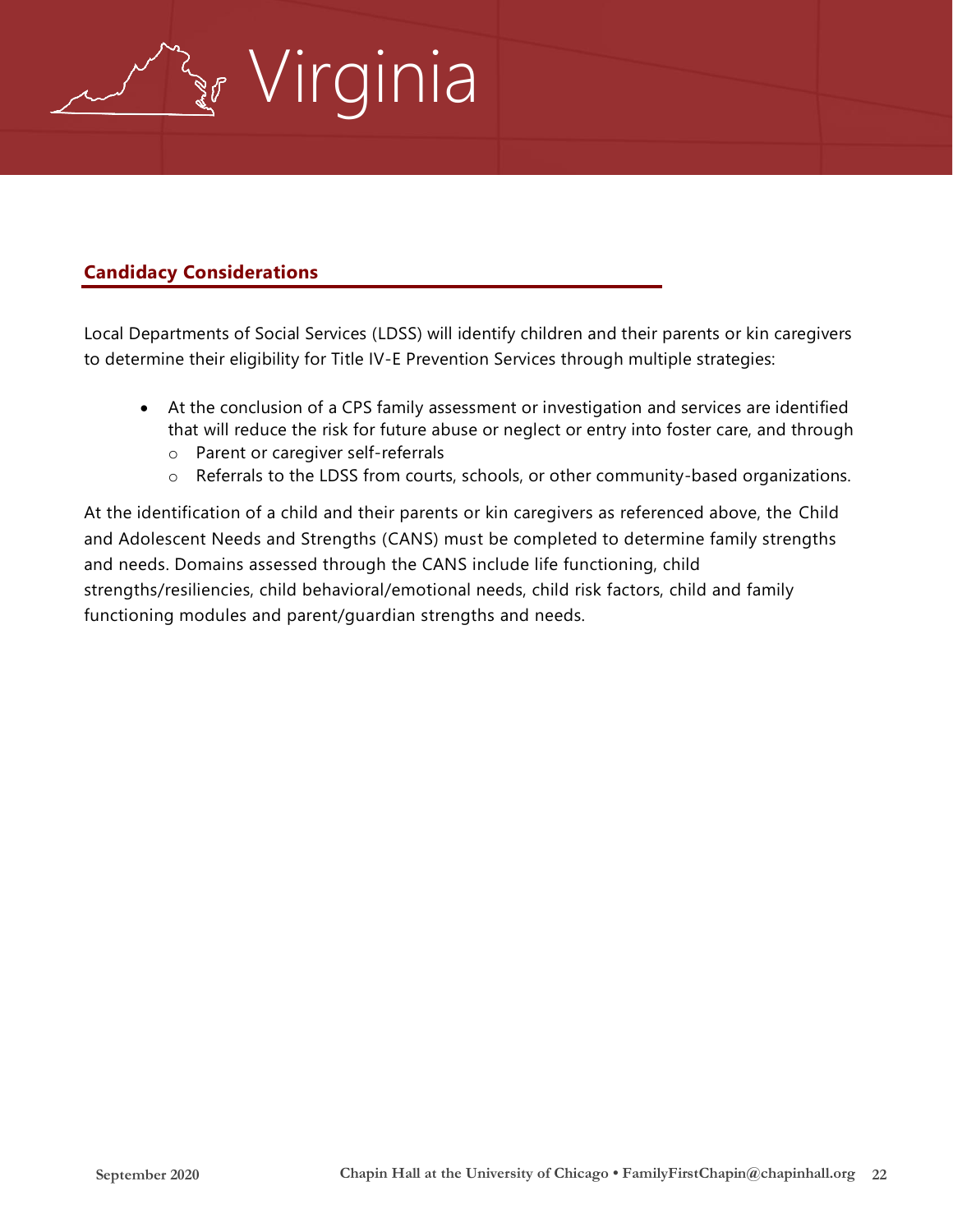# Virginia

## Candidacy Considerations

Local Departments of Social Services (LDSS) will identify children and their parents or kin caregivers to determine their eligibility for Title IV-E Prevention Services through multiple strategies:

- At the conclusion of a CPS family assessment or investigation and services are identified that will reduce the risk for future abuse or neglect or entry into foster care, and through
  - Parent or caregiver self-referrals
  - Referrals to the LDSS from courts, schools, or other community-based organizations.

At the identification of a child and their parents or kin caregivers as referenced above, the Child and Adolescent Needs and Strengths (CANS) must be completed to determine family strengths and needs. Domains assessed through the CANS include life functioning, child strengths/resiliencies, child behavioral/emotional needs, child risk factors, child and family functioning modules and parent/guardian strengths and needs.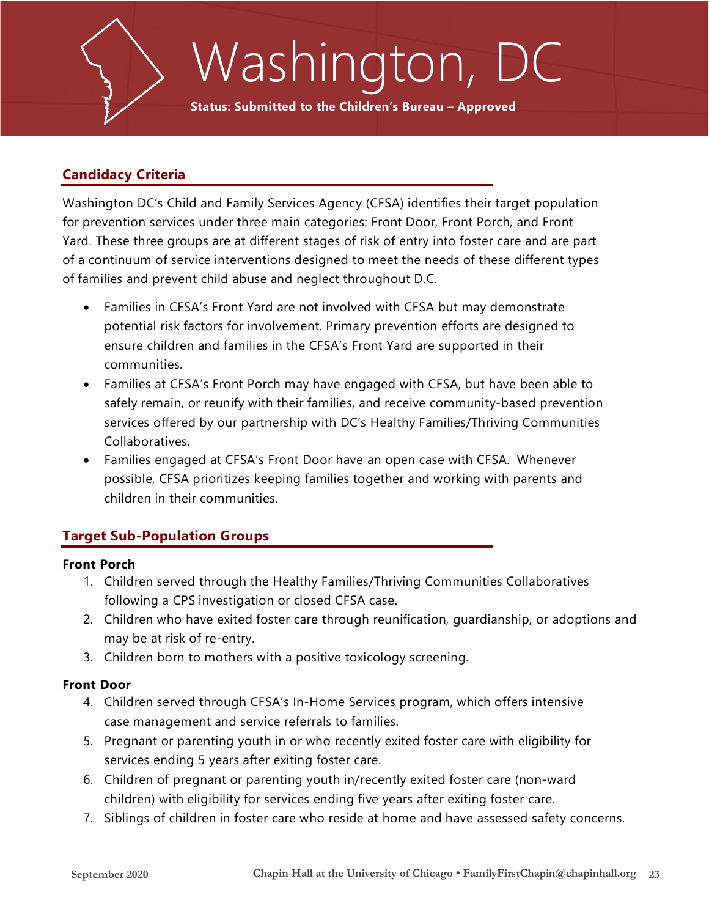# Washington, DC

**Status: Submitted to the Children's Bureau – Approved**

## Candidacy Criteria

Washington DC's Child and Family Services Agency (CFSA) identifies their target population for prevention services under three main categories: Front Door, Front Porch, and Front Yard. These three groups are at different stages of risk of entry into foster care and are part of a continuum of service interventions designed to meet the needs of these different types of families and prevent child abuse and neglect throughout D.C.

- Families in CFSA's Front Yard are not involved with CFSA but may demonstrate potential risk factors for involvement. Primary prevention efforts are designed to ensure children and families in the CFSA's Front Yard are supported in their communities.
- Families at CFSA's Front Porch may have engaged with CFSA, but have been able to safely remain, or reunify with their families, and receive community-based prevention services offered by our partnership with DC's Healthy Families/Thriving Communities Collaboratives.
- Families engaged at CFSA's Front Door have an open case with CFSA. Whenever possible, CFSA prioritizes keeping families together and working with parents and children in their communities.

## Target Sub-Population Groups

**Front Porch**

1. Children served through the Healthy Families/Thriving Communities Collaboratives following a CPS investigation or closed CFSA case.
2. Children who have exited foster care through reunification, guardianship, or adoptions and may be at risk of re-entry.
3. Children born to mothers with a positive toxicology screening.

**Front Door**

4. Children served through CFSA's In-Home Services program, which offers intensive case management and service referrals to families.
5. Pregnant or parenting youth in or who recently exited foster care with eligibility for services ending 5 years after exiting foster care.
6. Children of pregnant or parenting youth in/recently exited foster care (non-ward children) with eligibility for services ending five years after exiting foster care.
7. Siblings of children in foster care who reside at home and have assessed safety concerns.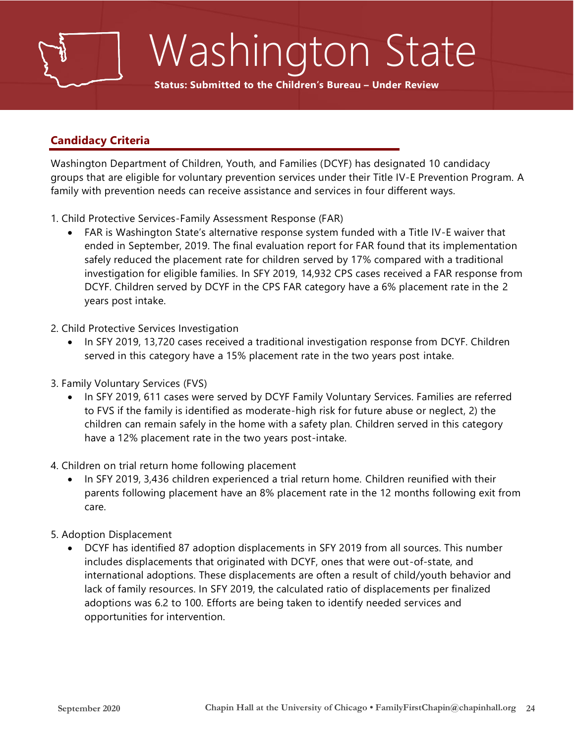# Washington State

**Status: Submitted to the Children's Bureau – Under Review**

## Candidacy Criteria

Washington Department of Children, Youth, and Families (DCYF) has designated 10 candidacy groups that are eligible for voluntary prevention services under their Title IV-E Prevention Program. A family with prevention needs can receive assistance and services in four different ways.

1. Child Protective Services-Family Assessment Response (FAR)
   - FAR is Washington State's alternative response system funded with a Title IV-E waiver that ended in September, 2019. The final evaluation report for FAR found that its implementation safely reduced the placement rate for children served by 17% compared with a traditional investigation for eligible families. In SFY 2019, 14,932 CPS cases received a FAR response from DCYF. Children served by DCYF in the CPS FAR category have a 6% placement rate in the 2 years post intake.

2. Child Protective Services Investigation
   - In SFY 2019, 13,720 cases received a traditional investigation response from DCYF. Children served in this category have a 15% placement rate in the two years post intake.

3. Family Voluntary Services (FVS)
   - In SFY 2019, 611 cases were served by DCYF Family Voluntary Services. Families are referred to FVS if the family is identified as moderate-high risk for future abuse or neglect, 2) the children can remain safely in the home with a safety plan. Children served in this category have a 12% placement rate in the two years post-intake.

4. Children on trial return home following placement
   - In SFY 2019, 3,436 children experienced a trial return home. Children reunified with their parents following placement have an 8% placement rate in the 12 months following exit from care.

5. Adoption Displacement
   - DCYF has identified 87 adoption displacements in SFY 2019 from all sources. This number includes displacements that originated with DCYF, ones that were out-of-state, and international adoptions. These displacements are often a result of child/youth behavior and lack of family resources. In SFY 2019, the calculated ratio of displacements per finalized adoptions was 6.2 to 100. Efforts are being taken to identify needed services and opportunities for intervention.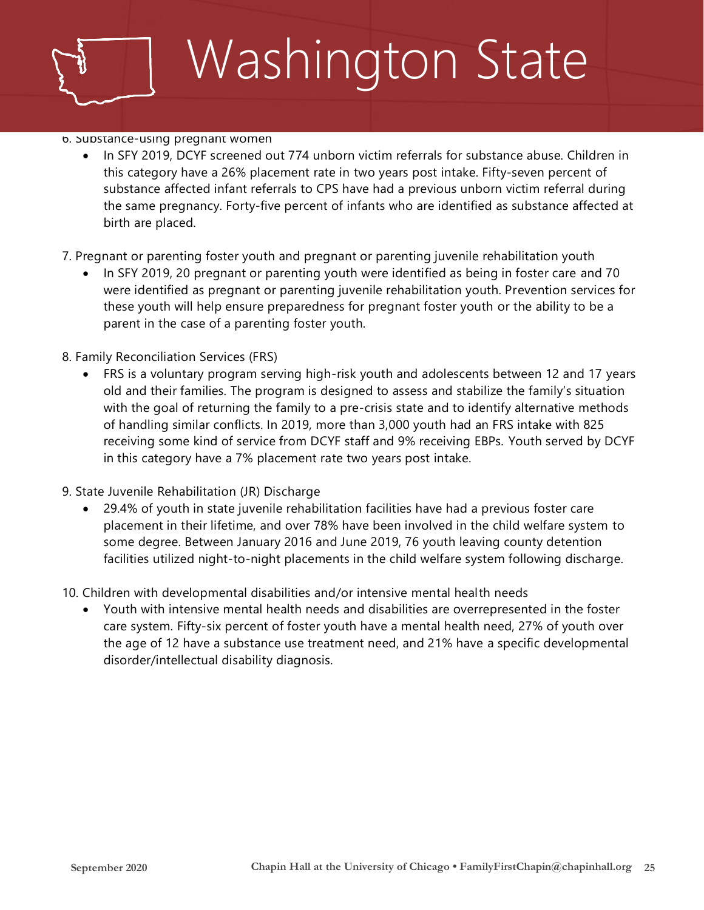# Washington State

6. Substance-using pregnant women
   - In SFY 2019, DCYF screened out 774 unborn victim referrals for substance abuse. Children in this category have a 26% placement rate in two years post intake. Fifty-seven percent of substance affected infant referrals to CPS have had a previous unborn victim referral during the same pregnancy. Forty-five percent of infants who are identified as substance affected at birth are placed.

7. Pregnant or parenting foster youth and pregnant or parenting juvenile rehabilitation youth
   - In SFY 2019, 20 pregnant or parenting youth were identified as being in foster care and 70 were identified as pregnant or parenting juvenile rehabilitation youth. Prevention services for these youth will help ensure preparedness for pregnant foster youth or the ability to be a parent in the case of a parenting foster youth.

8. Family Reconciliation Services (FRS)
   - FRS is a voluntary program serving high-risk youth and adolescents between 12 and 17 years old and their families. The program is designed to assess and stabilize the family's situation with the goal of returning the family to a pre-crisis state and to identify alternative methods of handling similar conflicts. In 2019, more than 3,000 youth had an FRS intake with 825 receiving some kind of service from DCYF staff and 9% receiving EBPs. Youth served by DCYF in this category have a 7% placement rate two years post intake.

9. State Juvenile Rehabilitation (JR) Discharge
   - 29.4% of youth in state juvenile rehabilitation facilities have had a previous foster care placement in their lifetime, and over 78% have been involved in the child welfare system to some degree. Between January 2016 and June 2019, 76 youth leaving county detention facilities utilized night-to-night placements in the child welfare system following discharge.

10. Children with developmental disabilities and/or intensive mental health needs
    - Youth with intensive mental health needs and disabilities are overrepresented in the foster care system. Fifty-six percent of foster youth have a mental health need, 27% of youth over the age of 12 have a substance use treatment need, and 21% have a specific developmental disorder/intellectual disability diagnosis.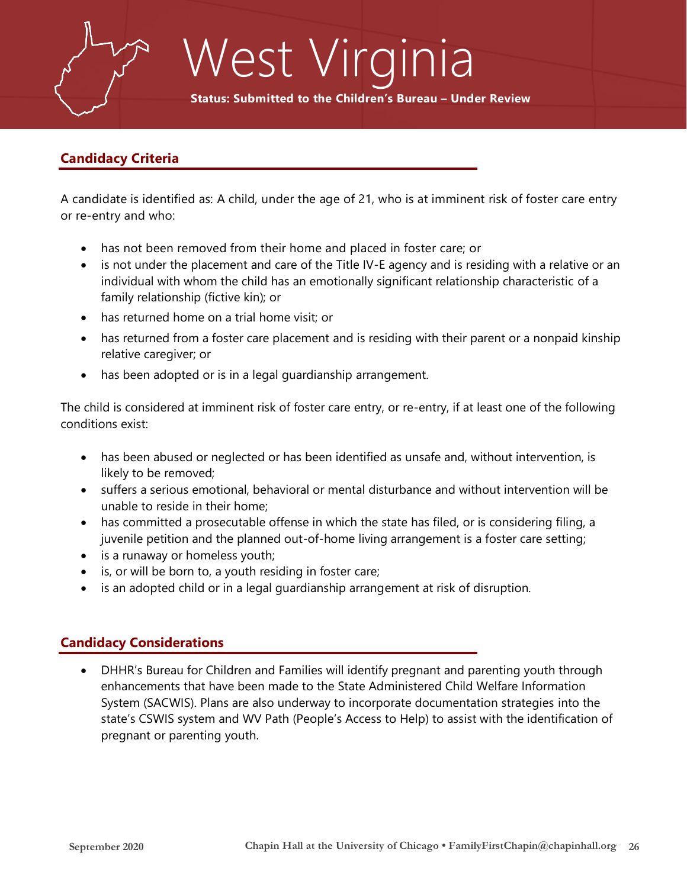# West Virginia

**Status: Submitted to the Children's Bureau – Under Review**

## Candidacy Criteria

A candidate is identified as: A child, under the age of 21, who is at imminent risk of foster care entry or re-entry and who:

- has not been removed from their home and placed in foster care; or
- is not under the placement and care of the Title IV-E agency and is residing with a relative or an individual with whom the child has an emotionally significant relationship characteristic of a family relationship (fictive kin); or
- has returned home on a trial home visit; or
- has returned from a foster care placement and is residing with their parent or a nonpaid kinship relative caregiver; or
- has been adopted or is in a legal guardianship arrangement.

The child is considered at imminent risk of foster care entry, or re-entry, if at least one of the following conditions exist:

- has been abused or neglected or has been identified as unsafe and, without intervention, is likely to be removed;
- suffers a serious emotional, behavioral or mental disturbance and without intervention will be unable to reside in their home;
- has committed a prosecutable offense in which the state has filed, or is considering filing, a juvenile petition and the planned out-of-home living arrangement is a foster care setting;
- is a runaway or homeless youth;
- is, or will be born to, a youth residing in foster care;
- is an adopted child or in a legal guardianship arrangement at risk of disruption.

## Candidacy Considerations

- DHHR's Bureau for Children and Families will identify pregnant and parenting youth through enhancements that have been made to the State Administered Child Welfare Information System (SACWIS). Plans are also underway to incorporate documentation strategies into the state's CSWIS system and WV Path (People's Access to Help) to assist with the identification of pregnant or parenting youth.